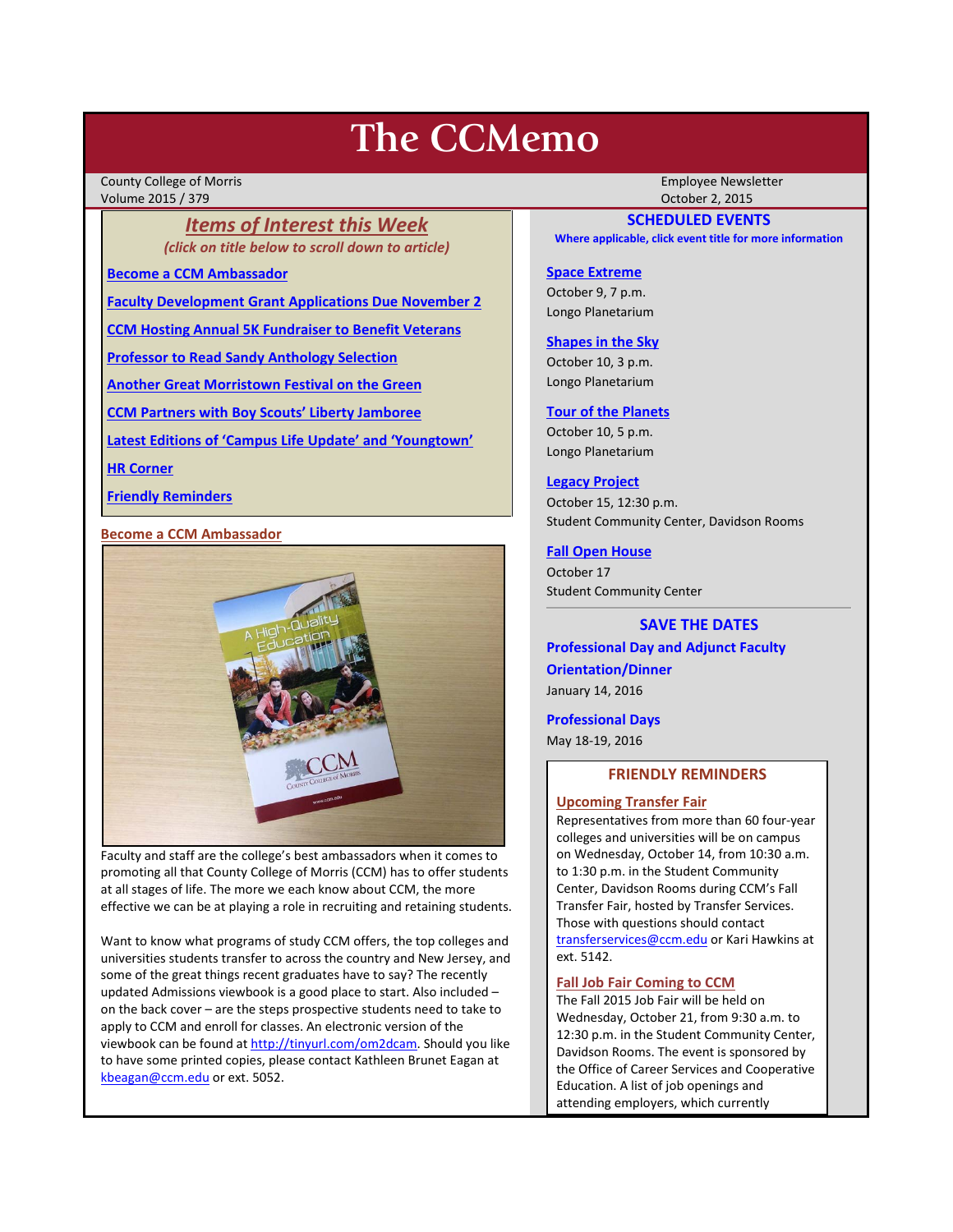# The CCMemo

County College of Morris
Volume 2015 / 379

Employee Newsletter
October 2, 2015

## *Items of Interest this Week*

*(click on title below to scroll down to article)*

- Become a CCM Ambassador
- Faculty Development Grant Applications Due November 2
- CCM Hosting Annual 5K Fundraiser to Benefit Veterans
- Professor to Read Sandy Anthology Selection
- Another Great Morristown Festival on the Green
- CCM Partners with Boy Scouts' Liberty Jamboree
- Latest Editions of 'Campus Life Update' and 'Youngtown'
- HR Corner
- Friendly Reminders

## Become a CCM Ambassador

Faculty and staff are the college's best ambassadors when it comes to promoting all that County College of Morris (CCM) has to offer students at all stages of life. The more we each know about CCM, the more effective we can be at playing a role in recruiting and retaining students.

Want to know what programs of study CCM offers, the top colleges and universities students transfer to across the country and New Jersey, and some of the great things recent graduates have to say? The recently updated Admissions viewbook is a good place to start. Also included – on the back cover – are the steps prospective students need to take to apply to CCM and enroll for classes. An electronic version of the viewbook can be found at http://tinyurl.com/om2dcam. Should you like to have some printed copies, please contact Kathleen Brunet Eagan at kbeagan@ccm.edu or ext. 5052.

## SCHEDULED EVENTS

**Where applicable, click event title for more information**

**Space Extreme**
October 9, 7 p.m.
Longo Planetarium

**Shapes in the Sky**
October 10, 3 p.m.
Longo Planetarium

**Tour of the Planets**
October 10, 5 p.m.
Longo Planetarium

**Legacy Project**
October 15, 12:30 p.m.
Student Community Center, Davidson Rooms

**Fall Open House**
October 17
Student Community Center

## SAVE THE DATES

**Professional Day and Adjunct Faculty Orientation/Dinner**
January 14, 2016

**Professional Days**
May 18-19, 2016

## FRIENDLY REMINDERS

### Upcoming Transfer Fair

Representatives from more than 60 four-year colleges and universities will be on campus on Wednesday, October 14, from 10:30 a.m. to 1:30 p.m. in the Student Community Center, Davidson Rooms during CCM's Fall Transfer Fair, hosted by Transfer Services. Those with questions should contact transferservices@ccm.edu or Kari Hawkins at ext. 5142.

### Fall Job Fair Coming to CCM

The Fall 2015 Job Fair will be held on Wednesday, October 21, from 9:30 a.m. to 12:30 p.m. in the Student Community Center, Davidson Rooms. The event is sponsored by the Office of Career Services and Cooperative Education. A list of job openings and attending employers, which currently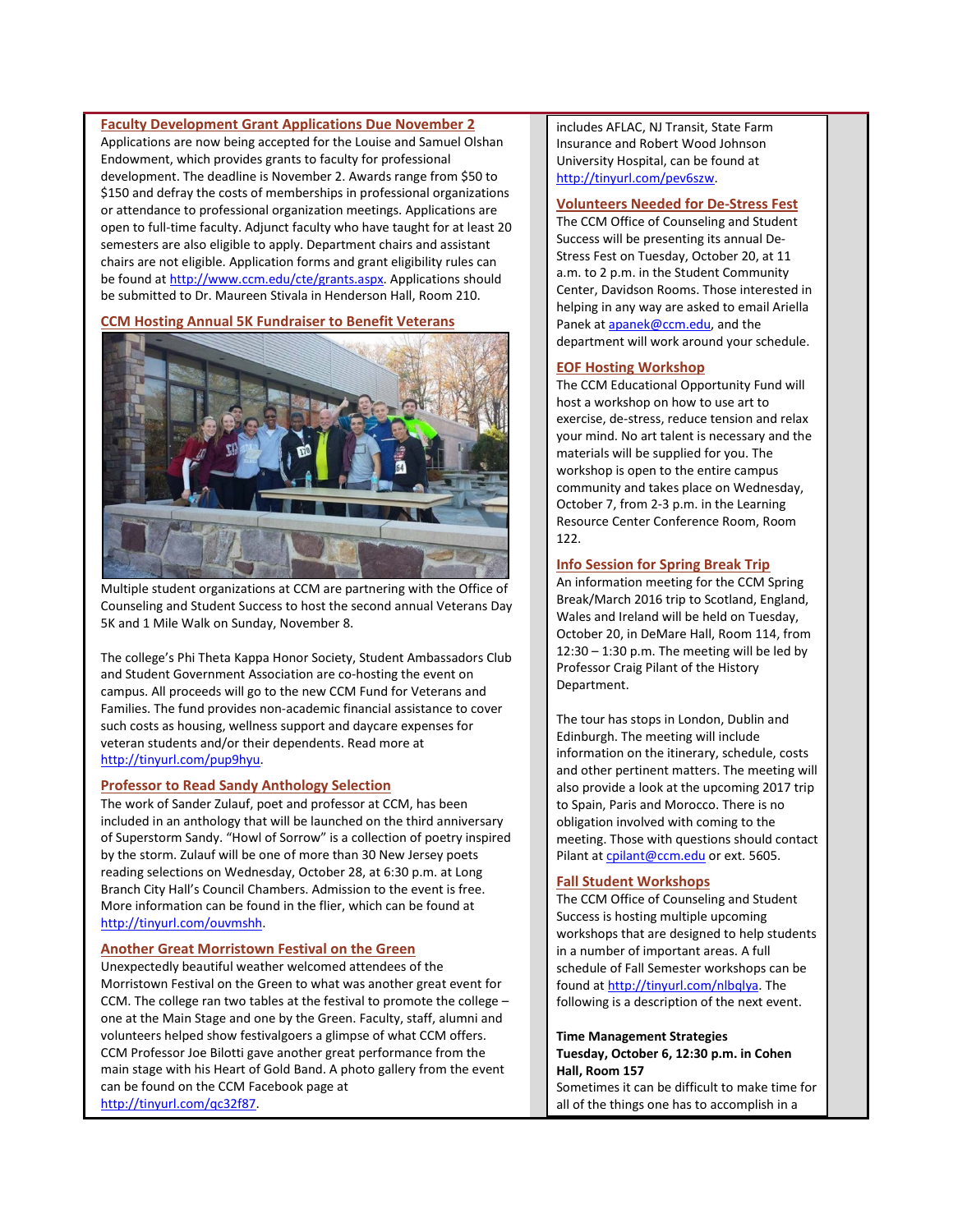## Faculty Development Grant Applications Due November 2

Applications are now being accepted for the Louise and Samuel Olshan Endowment, which provides grants to faculty for professional development. The deadline is November 2. Awards range from $50 to $150 and defray the costs of memberships in professional organizations or attendance to professional organization meetings. Applications are open to full-time faculty. Adjunct faculty who have taught for at least 20 semesters are also eligible to apply. Department chairs and assistant chairs are not eligible. Application forms and grant eligibility rules can be found at http://www.ccm.edu/cte/grants.aspx. Applications should be submitted to Dr. Maureen Stivala in Henderson Hall, Room 210.

## CCM Hosting Annual 5K Fundraiser to Benefit Veterans

Multiple student organizations at CCM are partnering with the Office of Counseling and Student Success to host the second annual Veterans Day 5K and 1 Mile Walk on Sunday, November 8.

The college's Phi Theta Kappa Honor Society, Student Ambassadors Club and Student Government Association are co-hosting the event on campus. All proceeds will go to the new CCM Fund for Veterans and Families. The fund provides non-academic financial assistance to cover such costs as housing, wellness support and daycare expenses for veteran students and/or their dependents. Read more at http://tinyurl.com/pup9hyu.

## Professor to Read Sandy Anthology Selection

The work of Sander Zulauf, poet and professor at CCM, has been included in an anthology that will be launched on the third anniversary of Superstorm Sandy. "Howl of Sorrow" is a collection of poetry inspired by the storm. Zulauf will be one of more than 30 New Jersey poets reading selections on Wednesday, October 28, at 6:30 p.m. at Long Branch City Hall's Council Chambers. Admission to the event is free. More information can be found in the flier, which can be found at http://tinyurl.com/ouvmshh.

## Another Great Morristown Festival on the Green

Unexpectedly beautiful weather welcomed attendees of the Morristown Festival on the Green to what was another great event for CCM. The college ran two tables at the festival to promote the college – one at the Main Stage and one by the Green. Faculty, staff, alumni and volunteers helped show festivalgoers a glimpse of what CCM offers. CCM Professor Joe Bilotti gave another great performance from the main stage with his Heart of Gold Band. A photo gallery from the event can be found on the CCM Facebook page at http://tinyurl.com/qc32f87.

includes AFLAC, NJ Transit, State Farm Insurance and Robert Wood Johnson University Hospital, can be found at http://tinyurl.com/pev6szw.

## Volunteers Needed for De-Stress Fest

The CCM Office of Counseling and Student Success will be presenting its annual De-Stress Fest on Tuesday, October 20, at 11 a.m. to 2 p.m. in the Student Community Center, Davidson Rooms. Those interested in helping in any way are asked to email Ariella Panek at apanek@ccm.edu, and the department will work around your schedule.

## EOF Hosting Workshop

The CCM Educational Opportunity Fund will host a workshop on how to use art to exercise, de-stress, reduce tension and relax your mind. No art talent is necessary and the materials will be supplied for you. The workshop is open to the entire campus community and takes place on Wednesday, October 7, from 2-3 p.m. in the Learning Resource Center Conference Room, Room 122.

## Info Session for Spring Break Trip

An information meeting for the CCM Spring Break/March 2016 trip to Scotland, England, Wales and Ireland will be held on Tuesday, October 20, in DeMare Hall, Room 114, from 12:30 – 1:30 p.m. The meeting will be led by Professor Craig Pilant of the History Department.

The tour has stops in London, Dublin and Edinburgh. The meeting will include information on the itinerary, schedule, costs and other pertinent matters. The meeting will also provide a look at the upcoming 2017 trip to Spain, Paris and Morocco. There is no obligation involved with coming to the meeting. Those with questions should contact Pilant at cpilant@ccm.edu or ext. 5605.

## Fall Student Workshops

The CCM Office of Counseling and Student Success is hosting multiple upcoming workshops that are designed to help students in a number of important areas. A full schedule of Fall Semester workshops can be found at http://tinyurl.com/nlbqlya. The following is a description of the next event.

**Time Management Strategies**
**Tuesday, October 6, 12:30 p.m. in Cohen Hall, Room 157**

Sometimes it can be difficult to make time for all of the things one has to accomplish in a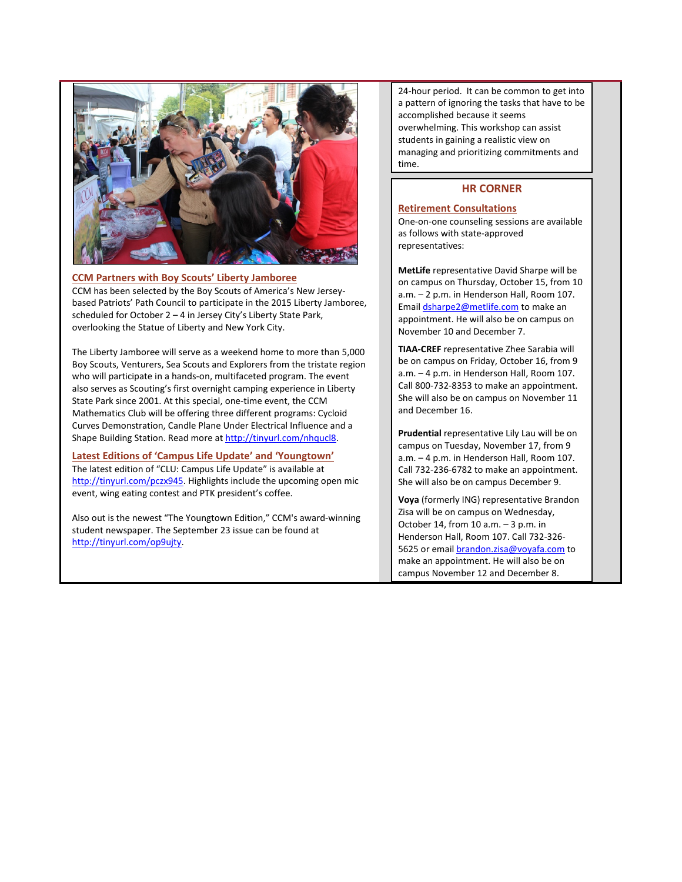### CCM Partners with Boy Scouts' Liberty Jamboree

CCM has been selected by the Boy Scouts of America's New Jersey-based Patriots' Path Council to participate in the 2015 Liberty Jamboree, scheduled for October 2 – 4 in Jersey City's Liberty State Park, overlooking the Statue of Liberty and New York City.

The Liberty Jamboree will serve as a weekend home to more than 5,000 Boy Scouts, Venturers, Sea Scouts and Explorers from the tristate region who will participate in a hands-on, multifaceted program. The event also serves as Scouting's first overnight camping experience in Liberty State Park since 2001. At this special, one-time event, the CCM Mathematics Club will be offering three different programs: Cycloid Curves Demonstration, Candle Plane Under Electrical Influence and a Shape Building Station. Read more at http://tinyurl.com/nhqucl8.

### Latest Editions of 'Campus Life Update' and 'Youngtown'

The latest edition of "CLU: Campus Life Update" is available at http://tinyurl.com/pczx945. Highlights include the upcoming open mic event, wing eating contest and PTK president's coffee.

Also out is the newest "The Youngtown Edition," CCM's award-winning student newspaper. The September 23 issue can be found at http://tinyurl.com/op9ujty.

24-hour period. It can be common to get into a pattern of ignoring the tasks that have to be accomplished because it seems overwhelming. This workshop can assist students in gaining a realistic view on managing and prioritizing commitments and time.

## HR CORNER

### Retirement Consultations

One-on-one counseling sessions are available as follows with state-approved representatives:

**MetLife** representative David Sharpe will be on campus on Thursday, October 15, from 10 a.m. – 2 p.m. in Henderson Hall, Room 107. Email dsharpe2@metlife.com to make an appointment. He will also be on campus on November 10 and December 7.

**TIAA-CREF** representative Zhee Sarabia will be on campus on Friday, October 16, from 9 a.m. – 4 p.m. in Henderson Hall, Room 107. Call 800-732-8353 to make an appointment. She will also be on campus on November 11 and December 16.

**Prudential** representative Lily Lau will be on campus on Tuesday, November 17, from 9 a.m. – 4 p.m. in Henderson Hall, Room 107. Call 732-236-6782 to make an appointment. She will also be on campus December 9.

**Voya** (formerly ING) representative Brandon Zisa will be on campus on Wednesday, October 14, from 10 a.m. – 3 p.m. in Henderson Hall, Room 107. Call 732-326-5625 or email brandon.zisa@voyafa.com to make an appointment. He will also be on campus November 12 and December 8.